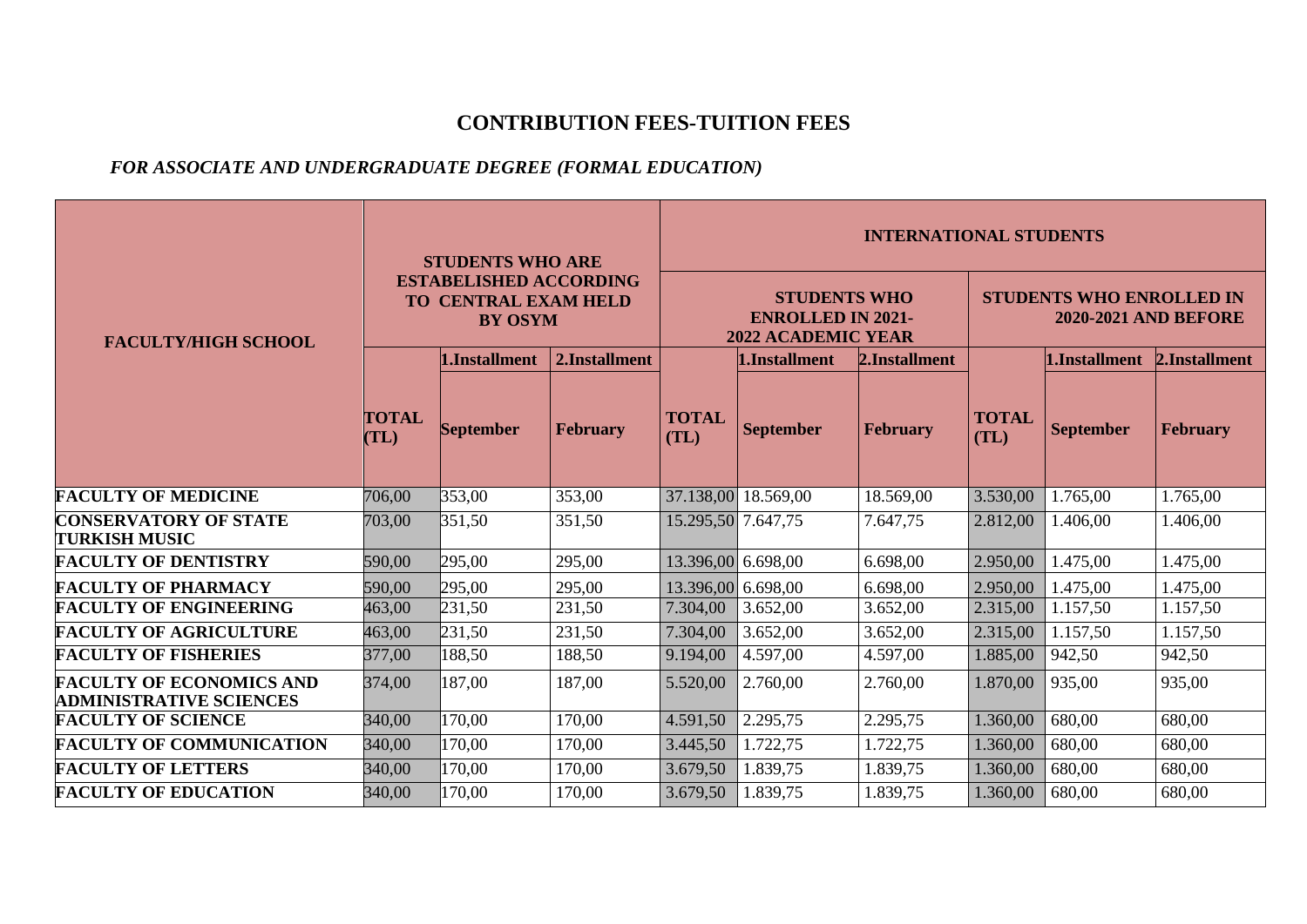# CONTRIBUTION FEES-TUITION FEES

*FOR ASSOCIATE AND UNDERGRADUATE DEGREE (FORMAL EDUCATION)*

| FACULTY/HIGH SCHOOL | STUDENTS WHO ARE ESTABELISHED ACCORDING TO CENTRAL EXAM HELD BY OSYM | | | INTERNATIONAL STUDENTS | | | | | |
|---|---|---|---|---|---|---|---|---|---|
| | | | | STUDENTS WHO ENROLLED IN 2021-2022 ACADEMIC YEAR | | | STUDENTS WHO ENROLLED IN 2020-2021 AND BEFORE | | |
| | TOTAL (TL) | 1.Installment September | 2.Installment February | TOTAL (TL) | 1.Installment September | 2.Installment February | TOTAL (TL) | 1.Installment September | 2.Installment February |
| **FACULTY OF MEDICINE** | 706,00 | 353,00 | 353,00 | 37.138,00 | 18.569,00 | 18.569,00 | 3.530,00 | 1.765,00 | 1.765,00 |
| **CONSERVATORY OF STATE TURKISH MUSIC** | 703,00 | 351,50 | 351,50 | 15.295,50 | 7.647,75 | 7.647,75 | 2.812,00 | 1.406,00 | 1.406,00 |
| **FACULTY OF DENTISTRY** | 590,00 | 295,00 | 295,00 | 13.396,00 | 6.698,00 | 6.698,00 | 2.950,00 | 1.475,00 | 1.475,00 |
| **FACULTY OF PHARMACY** | 590,00 | 295,00 | 295,00 | 13.396,00 | 6.698,00 | 6.698,00 | 2.950,00 | 1.475,00 | 1.475,00 |
| **FACULTY OF ENGINEERING** | 463,00 | 231,50 | 231,50 | 7.304,00 | 3.652,00 | 3.652,00 | 2.315,00 | 1.157,50 | 1.157,50 |
| **FACULTY OF AGRICULTURE** | 463,00 | 231,50 | 231,50 | 7.304,00 | 3.652,00 | 3.652,00 | 2.315,00 | 1.157,50 | 1.157,50 |
| **FACULTY OF FISHERIES** | 377,00 | 188,50 | 188,50 | 9.194,00 | 4.597,00 | 4.597,00 | 1.885,00 | 942,50 | 942,50 |
| **FACULTY OF ECONOMICS AND ADMINISTRATIVE SCIENCES** | 374,00 | 187,00 | 187,00 | 5.520,00 | 2.760,00 | 2.760,00 | 1.870,00 | 935,00 | 935,00 |
| **FACULTY OF SCIENCE** | 340,00 | 170,00 | 170,00 | 4.591,50 | 2.295,75 | 2.295,75 | 1.360,00 | 680,00 | 680,00 |
| **FACULTY OF COMMUNICATION** | 340,00 | 170,00 | 170,00 | 3.445,50 | 1.722,75 | 1.722,75 | 1.360,00 | 680,00 | 680,00 |
| **FACULTY OF LETTERS** | 340,00 | 170,00 | 170,00 | 3.679,50 | 1.839,75 | 1.839,75 | 1.360,00 | 680,00 | 680,00 |
| **FACULTY OF EDUCATION** | 340,00 | 170,00 | 170,00 | 3.679,50 | 1.839,75 | 1.839,75 | 1.360,00 | 680,00 | 680,00 |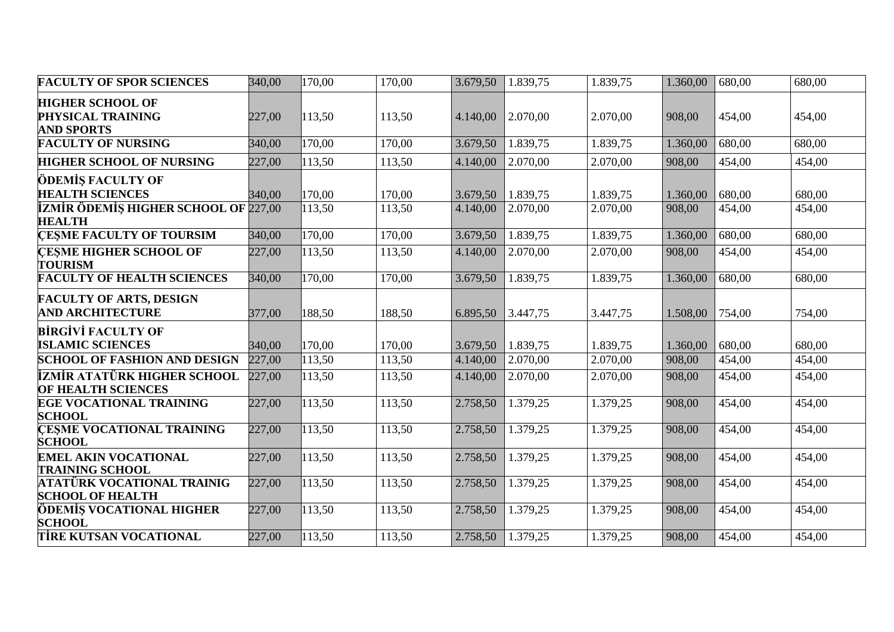| FACULTY OF SPOR SCIENCES | 340,00 | 170,00 | 170,00 | 3.679,50 | 1.839,75 | 1.839,75 | 1.360,00 | 680,00 | 680,00 |
|---|---|---|---|---|---|---|---|---|---|
| HIGHER SCHOOL OF PHYSICAL TRAINING AND SPORTS | 227,00 | 113,50 | 113,50 | 4.140,00 | 2.070,00 | 2.070,00 | 908,00 | 454,00 | 454,00 |
| FACULTY OF NURSING | 340,00 | 170,00 | 170,00 | 3.679,50 | 1.839,75 | 1.839,75 | 1.360,00 | 680,00 | 680,00 |
| HIGHER SCHOOL OF NURSING | 227,00 | 113,50 | 113,50 | 4.140,00 | 2.070,00 | 2.070,00 | 908,00 | 454,00 | 454,00 |
| ÖDEMİŞ FACULTY OF HEALTH SCIENCES | 340,00 | 170,00 | 170,00 | 3.679,50 | 1.839,75 | 1.839,75 | 1.360,00 | 680,00 | 680,00 |
| İZMİR ÖDEMİŞ HIGHER SCHOOL OF HEALTH | 227,00 | 113,50 | 113,50 | 4.140,00 | 2.070,00 | 2.070,00 | 908,00 | 454,00 | 454,00 |
| ÇEŞME FACULTY OF TOURSIM | 340,00 | 170,00 | 170,00 | 3.679,50 | 1.839,75 | 1.839,75 | 1.360,00 | 680,00 | 680,00 |
| ÇEŞME HIGHER SCHOOL OF TOURISM | 227,00 | 113,50 | 113,50 | 4.140,00 | 2.070,00 | 2.070,00 | 908,00 | 454,00 | 454,00 |
| FACULTY OF HEALTH SCIENCES | 340,00 | 170,00 | 170,00 | 3.679,50 | 1.839,75 | 1.839,75 | 1.360,00 | 680,00 | 680,00 |
| FACULTY OF ARTS, DESIGN AND ARCHITECTURE | 377,00 | 188,50 | 188,50 | 6.895,50 | 3.447,75 | 3.447,75 | 1.508,00 | 754,00 | 754,00 |
| BİRGİVİ FACULTY OF ISLAMIC SCIENCES | 340,00 | 170,00 | 170,00 | 3.679,50 | 1.839,75 | 1.839,75 | 1.360,00 | 680,00 | 680,00 |
| SCHOOL OF FASHION AND DESIGN | 227,00 | 113,50 | 113,50 | 4.140,00 | 2.070,00 | 2.070,00 | 908,00 | 454,00 | 454,00 |
| İZMİR ATATÜRK HIGHER SCHOOL OF HEALTH SCIENCES | 227,00 | 113,50 | 113,50 | 4.140,00 | 2.070,00 | 2.070,00 | 908,00 | 454,00 | 454,00 |
| EGE VOCATIONAL TRAINING SCHOOL | 227,00 | 113,50 | 113,50 | 2.758,50 | 1.379,25 | 1.379,25 | 908,00 | 454,00 | 454,00 |
| ÇEŞME VOCATIONAL TRAINING SCHOOL | 227,00 | 113,50 | 113,50 | 2.758,50 | 1.379,25 | 1.379,25 | 908,00 | 454,00 | 454,00 |
| EMEL AKIN VOCATIONAL TRAINING SCHOOL | 227,00 | 113,50 | 113,50 | 2.758,50 | 1.379,25 | 1.379,25 | 908,00 | 454,00 | 454,00 |
| ATATÜRK VOCATIONAL TRAINIG SCHOOL OF HEALTH | 227,00 | 113,50 | 113,50 | 2.758,50 | 1.379,25 | 1.379,25 | 908,00 | 454,00 | 454,00 |
| ÖDEMİŞ VOCATIONAL HIGHER SCHOOL | 227,00 | 113,50 | 113,50 | 2.758,50 | 1.379,25 | 1.379,25 | 908,00 | 454,00 | 454,00 |
| TİRE KUTSAN VOCATIONAL | 227,00 | 113,50 | 113,50 | 2.758,50 | 1.379,25 | 1.379,25 | 908,00 | 454,00 | 454,00 |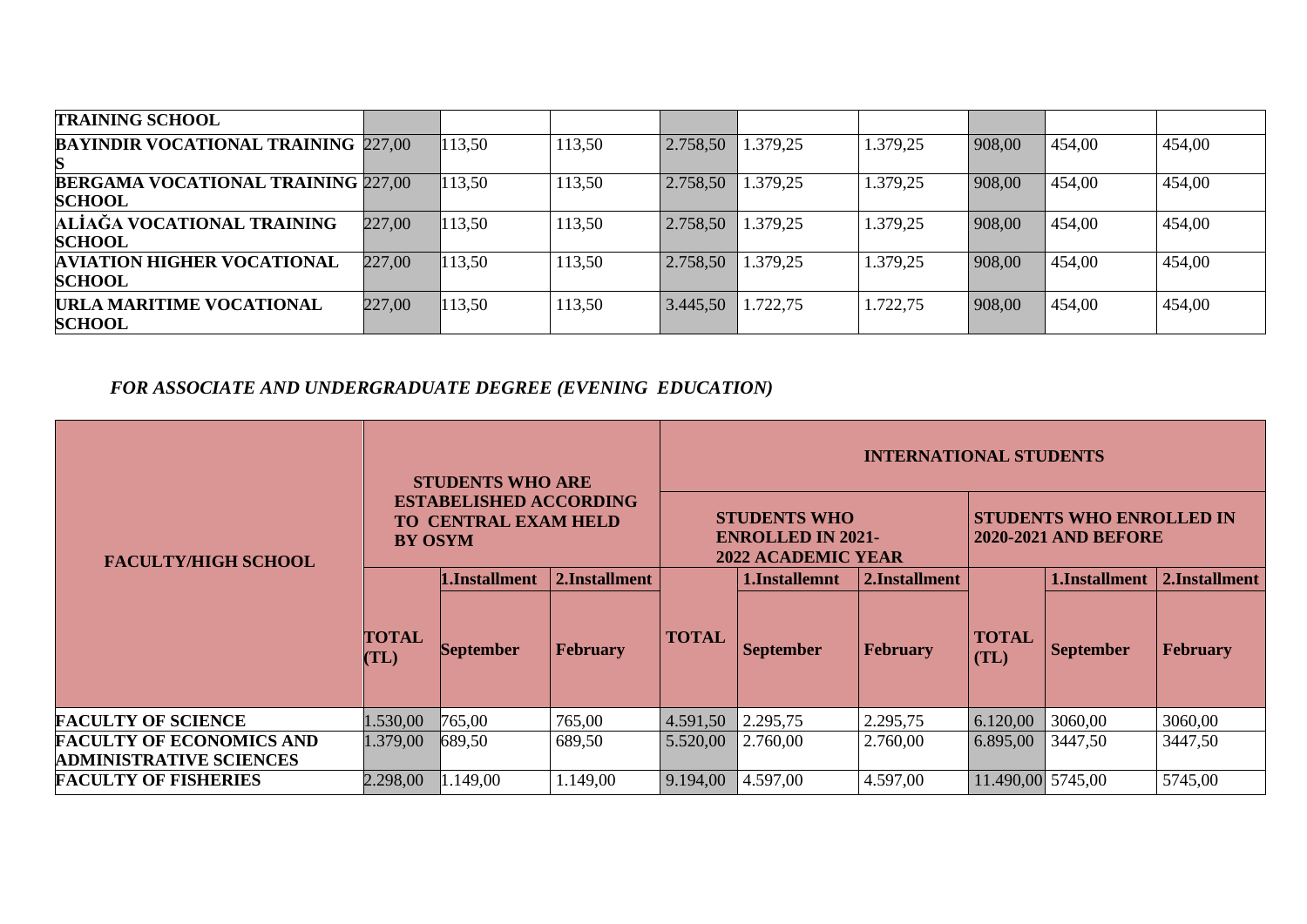| | | | | | | | | | |
|---|---|---|---|---|---|---|---|---|---|
| **TRAINING SCHOOL** | | | | | | | | | |
| **BAYINDIR VOCATIONAL TRAINING S** | 227,00 | 113,50 | 113,50 | 2.758,50 | 1.379,25 | 1.379,25 | 908,00 | 454,00 | 454,00 |
| **BERGAMA VOCATIONAL TRAINING SCHOOL** | 227,00 | 113,50 | 113,50 | 2.758,50 | 1.379,25 | 1.379,25 | 908,00 | 454,00 | 454,00 |
| **ALİAĞA VOCATIONAL TRAINING SCHOOL** | 227,00 | 113,50 | 113,50 | 2.758,50 | 1.379,25 | 1.379,25 | 908,00 | 454,00 | 454,00 |
| **AVIATION HIGHER VOCATIONAL SCHOOL** | 227,00 | 113,50 | 113,50 | 2.758,50 | 1.379,25 | 1.379,25 | 908,00 | 454,00 | 454,00 |
| **URLA MARITIME VOCATIONAL SCHOOL** | 227,00 | 113,50 | 113,50 | 3.445,50 | 1.722,75 | 1.722,75 | 908,00 | 454,00 | 454,00 |

***FOR ASSOCIATE AND UNDERGRADUATE DEGREE (EVENING EDUCATION)***

| **FACULTY/HIGH SCHOOL** | **STUDENTS WHO ARE ESTABLISHED ACCORDING TO CENTRAL EXAM HELD BY OSYM** | | | **INTERNATIONAL STUDENTS** | | | | | |
|---|---|---|---|---|---|---|---|---|---|
| | | | | **STUDENTS WHO ENROLLED IN 2021-2022 ACADEMIC YEAR** | | | **STUDENTS WHO ENROLLED IN 2020-2021 AND BEFORE** | | |
| | | **1.Installment** | **2.Installment** | | **1.Installemnt** | **2.Installment** | | **1.Installment** | **2.Installment** |
| | **TOTAL (TL)** | **September** | **February** | **TOTAL** | **September** | **February** | **TOTAL (TL)** | **September** | **February** |
| **FACULTY OF SCIENCE** | 1.530,00 | 765,00 | 765,00 | 4.591,50 | 2.295,75 | 2.295,75 | 6.120,00 | 3060,00 | 3060,00 |
| **FACULTY OF ECONOMICS AND ADMINISTRATIVE SCIENCES** | 1.379,00 | 689,50 | 689,50 | 5.520,00 | 2.760,00 | 2.760,00 | 6.895,00 | 3447,50 | 3447,50 |
| **FACULTY OF FISHERIES** | 2.298,00 | 1.149,00 | 1.149,00 | 9.194,00 | 4.597,00 | 4.597,00 | 11.490,00 | 5745,00 | 5745,00 |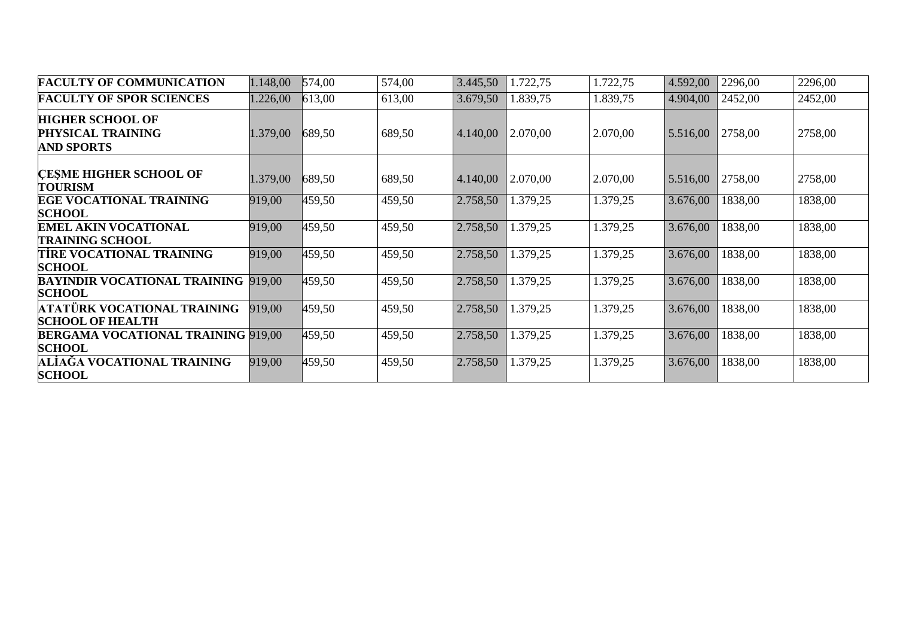| | | | | | | | | | |
|---|---|---|---|---|---|---|---|---|---|
| **FACULTY OF COMMUNICATION** | 1.148,00 | 574,00 | 574,00 | 3.445,50 | 1.722,75 | 1.722,75 | 4.592,00 | 2296,00 | 2296,00 |
| **FACULTY OF SPOR SCIENCES** | 1.226,00 | 613,00 | 613,00 | 3.679,50 | 1.839,75 | 1.839,75 | 4.904,00 | 2452,00 | 2452,00 |
| **HIGHER SCHOOL OF PHYSICAL TRAINING AND SPORTS** | 1.379,00 | 689,50 | 689,50 | 4.140,00 | 2.070,00 | 2.070,00 | 5.516,00 | 2758,00 | 2758,00 |
| **ÇEŞME HIGHER SCHOOL OF TOURISM** | 1.379,00 | 689,50 | 689,50 | 4.140,00 | 2.070,00 | 2.070,00 | 5.516,00 | 2758,00 | 2758,00 |
| **EGE VOCATIONAL TRAINING SCHOOL** | 919,00 | 459,50 | 459,50 | 2.758,50 | 1.379,25 | 1.379,25 | 3.676,00 | 1838,00 | 1838,00 |
| **EMEL AKIN VOCATIONAL TRAINING SCHOOL** | 919,00 | 459,50 | 459,50 | 2.758,50 | 1.379,25 | 1.379,25 | 3.676,00 | 1838,00 | 1838,00 |
| **TİRE VOCATIONAL TRAINING SCHOOL** | 919,00 | 459,50 | 459,50 | 2.758,50 | 1.379,25 | 1.379,25 | 3.676,00 | 1838,00 | 1838,00 |
| **BAYINDIR VOCATIONAL TRAINING SCHOOL** | 919,00 | 459,50 | 459,50 | 2.758,50 | 1.379,25 | 1.379,25 | 3.676,00 | 1838,00 | 1838,00 |
| **ATATÜRK VOCATIONAL TRAINING SCHOOL OF HEALTH** | 919,00 | 459,50 | 459,50 | 2.758,50 | 1.379,25 | 1.379,25 | 3.676,00 | 1838,00 | 1838,00 |
| **BERGAMA VOCATIONAL TRAINING SCHOOL** | 919,00 | 459,50 | 459,50 | 2.758,50 | 1.379,25 | 1.379,25 | 3.676,00 | 1838,00 | 1838,00 |
| **ALİAĞA VOCATIONAL TRAINING SCHOOL** | 919,00 | 459,50 | 459,50 | 2.758,50 | 1.379,25 | 1.379,25 | 3.676,00 | 1838,00 | 1838,00 |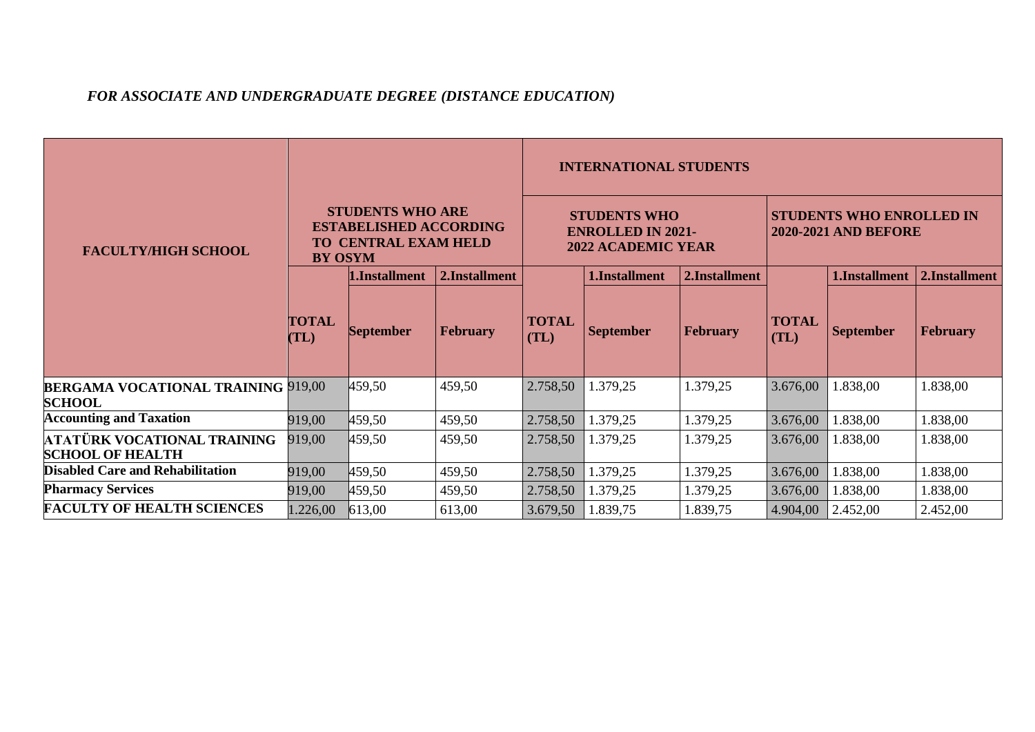*FOR ASSOCIATE AND UNDERGRADUATE DEGREE (DISTANCE EDUCATION)*

| FACULTY/HIGH SCHOOL | STUDENTS WHO ARE ESTABELISHED ACCORDING TO CENTRAL EXAM HELD BY OSYM | | | INTERNATIONAL STUDENTS | | | | | |
|---|---|---|---|---|---|---|---|---|---|
| | | | | STUDENTS WHO ENROLLED IN 2021-2022 ACADEMIC YEAR | | | STUDENTS WHO ENROLLED IN 2020-2021 AND BEFORE | | |
| | | 1.Installment | 2.Installment | | 1.Installment | 2.Installment | | 1.Installment | 2.Installment |
| | TOTAL (TL) | September | February | TOTAL (TL) | September | February | TOTAL (TL) | September | February |
| **BERGAMA VOCATIONAL TRAINING SCHOOL** | 919,00 | 459,50 | 459,50 | 2.758,50 | 1.379,25 | 1.379,25 | 3.676,00 | 1.838,00 | 1.838,00 |
| **Accounting and Taxation** | 919,00 | 459,50 | 459,50 | 2.758,50 | 1.379,25 | 1.379,25 | 3.676,00 | 1.838,00 | 1.838,00 |
| **ATATÜRK VOCATIONAL TRAINING SCHOOL OF HEALTH** | 919,00 | 459,50 | 459,50 | 2.758,50 | 1.379,25 | 1.379,25 | 3.676,00 | 1.838,00 | 1.838,00 |
| **Disabled Care and Rehabilitation** | 919,00 | 459,50 | 459,50 | 2.758,50 | 1.379,25 | 1.379,25 | 3.676,00 | 1.838,00 | 1.838,00 |
| **Pharmacy Services** | 919,00 | 459,50 | 459,50 | 2.758,50 | 1.379,25 | 1.379,25 | 3.676,00 | 1.838,00 | 1.838,00 |
| **FACULTY OF HEALTH SCIENCES** | 1.226,00 | 613,00 | 613,00 | 3.679,50 | 1.839,75 | 1.839,75 | 4.904,00 | 2.452,00 | 2.452,00 |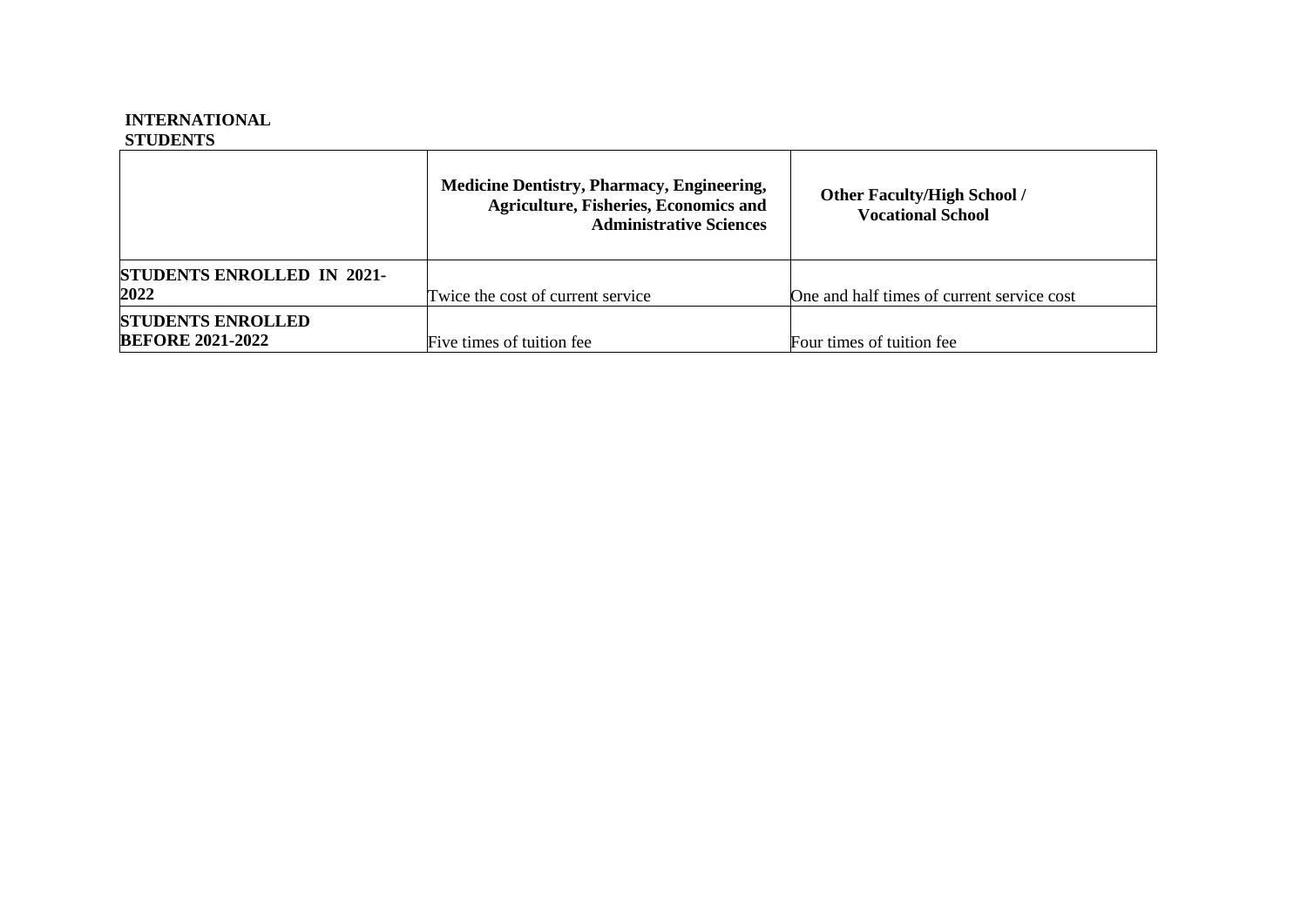**INTERNATIONAL STUDENTS**

| | Medicine Dentistry, Pharmacy, Engineering, Agriculture, Fisheries, Economics and Administrative Sciences | Other Faculty/High School / Vocational School |
|---|---|---|
| **STUDENTS ENROLLED IN 2021-2022** | Twice the cost of current service | One and half times of current service cost |
| **STUDENTS ENROLLED BEFORE 2021-2022** | Five times of tuition fee | Four times of tuition fee |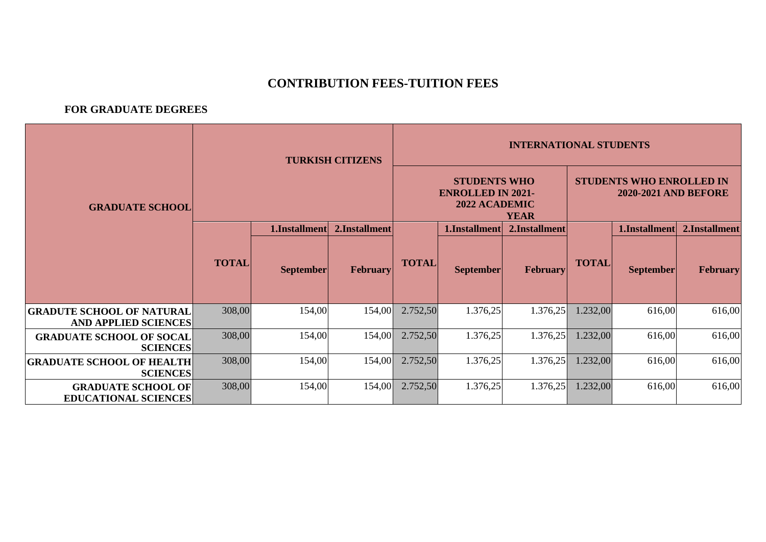# CONTRIBUTION FEES-TUITION FEES

**FOR GRADUATE DEGREES**

| GRADUATE SCHOOL | TURKISH CITIZENS | | | INTERNATIONAL STUDENTS | | | | | |
|---|---|---|---|---|---|---|---|---|---|
| | | | | STUDENTS WHO ENROLLED IN 2021-2022 ACADEMIC YEAR | | | STUDENTS WHO ENROLLED IN 2020-2021 AND BEFORE | | |
| | | 1.Installment | 2.Installment | | 1.Installment | 2.Installment | | 1.Installment | 2.Installment |
| | TOTAL | September | February | TOTAL | September | February | TOTAL | September | February |
| GRADUTE SCHOOL OF NATURAL AND APPLIED SCIENCES | 308,00 | 154,00 | 154,00 | 2.752,50 | 1.376,25 | 1.376,25 | 1.232,00 | 616,00 | 616,00 |
| GRADUATE SCHOOL OF SOCAL SCIENCES | 308,00 | 154,00 | 154,00 | 2.752,50 | 1.376,25 | 1.376,25 | 1.232,00 | 616,00 | 616,00 |
| GRADUATE SCHOOL OF HEALTH SCIENCES | 308,00 | 154,00 | 154,00 | 2.752,50 | 1.376,25 | 1.376,25 | 1.232,00 | 616,00 | 616,00 |
| GRADUATE SCHOOL OF EDUCATIONAL SCIENCES | 308,00 | 154,00 | 154,00 | 2.752,50 | 1.376,25 | 1.376,25 | 1.232,00 | 616,00 | 616,00 |